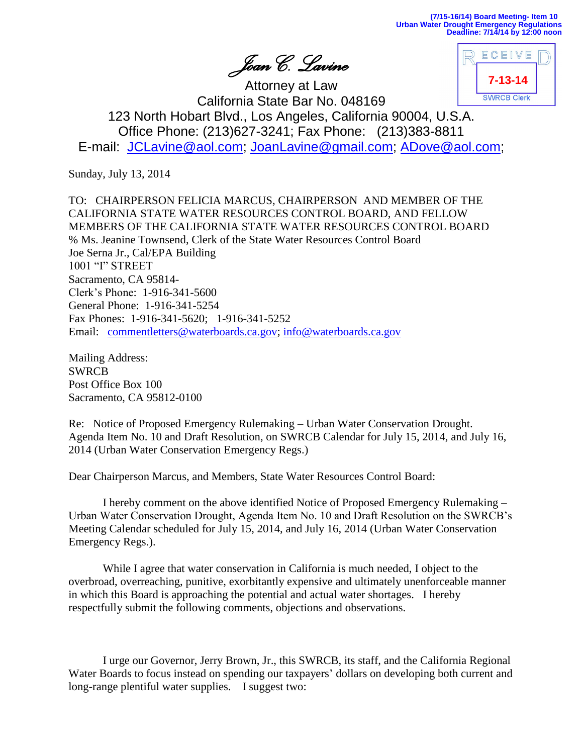(7/15-16/14) Board Meeting- Item 10
Urban Water Drought Emergency Regulations
Deadline: 7/14/14 by 12:00 noon

RECEIVED
7-13-14
SWRCB Clerk

*Joan C. Lavine*

Attorney at Law
California State Bar No. 048169
123 North Hobart Blvd., Los Angeles, California 90004, U.S.A.
Office Phone: (213)627-3241; Fax Phone: (213)383-8811
E-mail: JCLavine@aol.com; JoanLavine@gmail.com; ADove@aol.com;

Sunday, July 13, 2014

TO: CHAIRPERSON FELICIA MARCUS, CHAIRPERSON AND MEMBER OF THE CALIFORNIA STATE WATER RESOURCES CONTROL BOARD, AND FELLOW MEMBERS OF THE CALIFORNIA STATE WATER RESOURCES CONTROL BOARD
% Ms. Jeanine Townsend, Clerk of the State Water Resources Control Board
Joe Serna Jr., Cal/EPA Building
1001 "I" STREET
Sacramento, CA 95814-
Clerk's Phone: 1-916-341-5600
General Phone: 1-916-341-5254
Fax Phones: 1-916-341-5620; 1-916-341-5252
Email: commentletters@waterboards.ca.gov; info@waterboards.ca.gov

Mailing Address:
SWRCB
Post Office Box 100
Sacramento, CA 95812-0100

Re: Notice of Proposed Emergency Rulemaking – Urban Water Conservation Drought. Agenda Item No. 10 and Draft Resolution, on SWRCB Calendar for July 15, 2014, and July 16, 2014 (Urban Water Conservation Emergency Regs.)

Dear Chairperson Marcus, and Members, State Water Resources Control Board:

I hereby comment on the above identified Notice of Proposed Emergency Rulemaking – Urban Water Conservation Drought, Agenda Item No. 10 and Draft Resolution on the SWRCB's Meeting Calendar scheduled for July 15, 2014, and July 16, 2014 (Urban Water Conservation Emergency Regs.).

While I agree that water conservation in California is much needed, I object to the overbroad, overreaching, punitive, exorbitantly expensive and ultimately unenforceable manner in which this Board is approaching the potential and actual water shortages. I hereby respectfully submit the following comments, objections and observations.

I urge our Governor, Jerry Brown, Jr., this SWRCB, its staff, and the California Regional Water Boards to focus instead on spending our taxpayers' dollars on developing both current and long-range plentiful water supplies. I suggest two: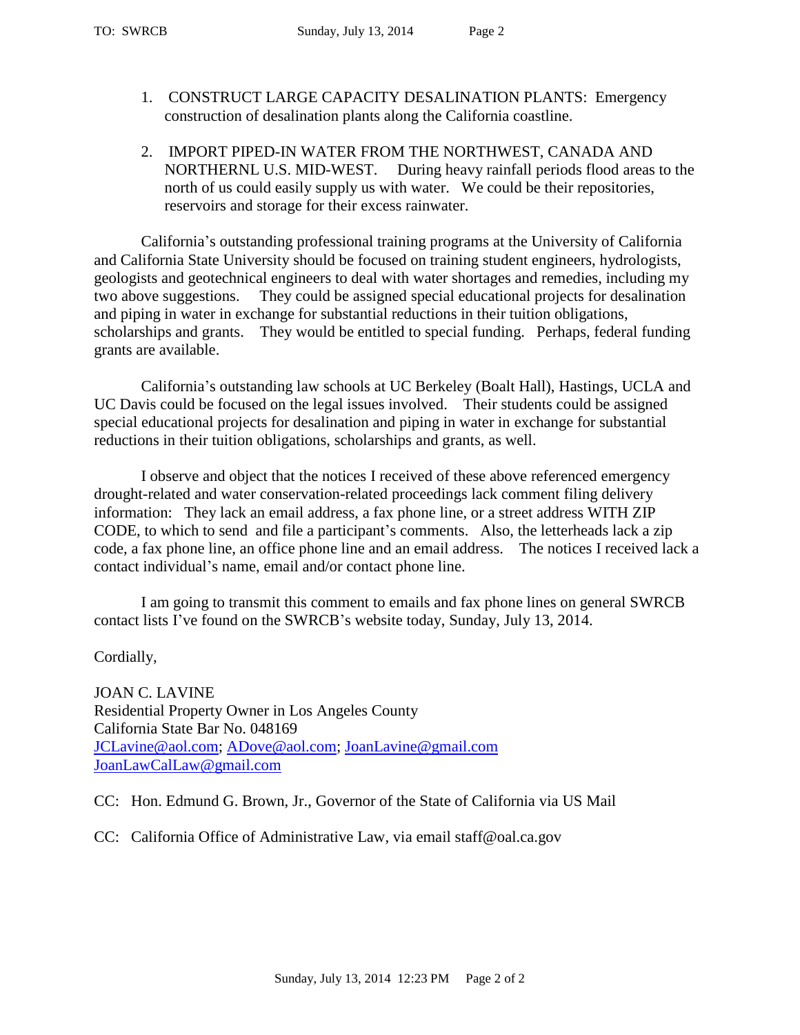1. CONSTRUCT LARGE CAPACITY DESALINATION PLANTS: Emergency construction of desalination plants along the California coastline.

2. IMPORT PIPED-IN WATER FROM THE NORTHWEST, CANADA AND NORTHERNL U.S. MID-WEST. During heavy rainfall periods flood areas to the north of us could easily supply us with water. We could be their repositories, reservoirs and storage for their excess rainwater.

California's outstanding professional training programs at the University of California and California State University should be focused on training student engineers, hydrologists, geologists and geotechnical engineers to deal with water shortages and remedies, including my two above suggestions. They could be assigned special educational projects for desalination and piping in water in exchange for substantial reductions in their tuition obligations, scholarships and grants. They would be entitled to special funding. Perhaps, federal funding grants are available.

California's outstanding law schools at UC Berkeley (Boalt Hall), Hastings, UCLA and UC Davis could be focused on the legal issues involved. Their students could be assigned special educational projects for desalination and piping in water in exchange for substantial reductions in their tuition obligations, scholarships and grants, as well.

I observe and object that the notices I received of these above referenced emergency drought-related and water conservation-related proceedings lack comment filing delivery information: They lack an email address, a fax phone line, or a street address WITH ZIP CODE, to which to send and file a participant's comments. Also, the letterheads lack a zip code, a fax phone line, an office phone line and an email address. The notices I received lack a contact individual's name, email and/or contact phone line.

I am going to transmit this comment to emails and fax phone lines on general SWRCB contact lists I've found on the SWRCB's website today, Sunday, July 13, 2014.

Cordially,

JOAN C. LAVINE
Residential Property Owner in Los Angeles County
California State Bar No. 048169
JCLavine@aol.com; ADove@aol.com; JoanLavine@gmail.com
JoanLawCalLaw@gmail.com

CC: Hon. Edmund G. Brown, Jr., Governor of the State of California via US Mail

CC: California Office of Administrative Law, via email staff@oal.ca.gov